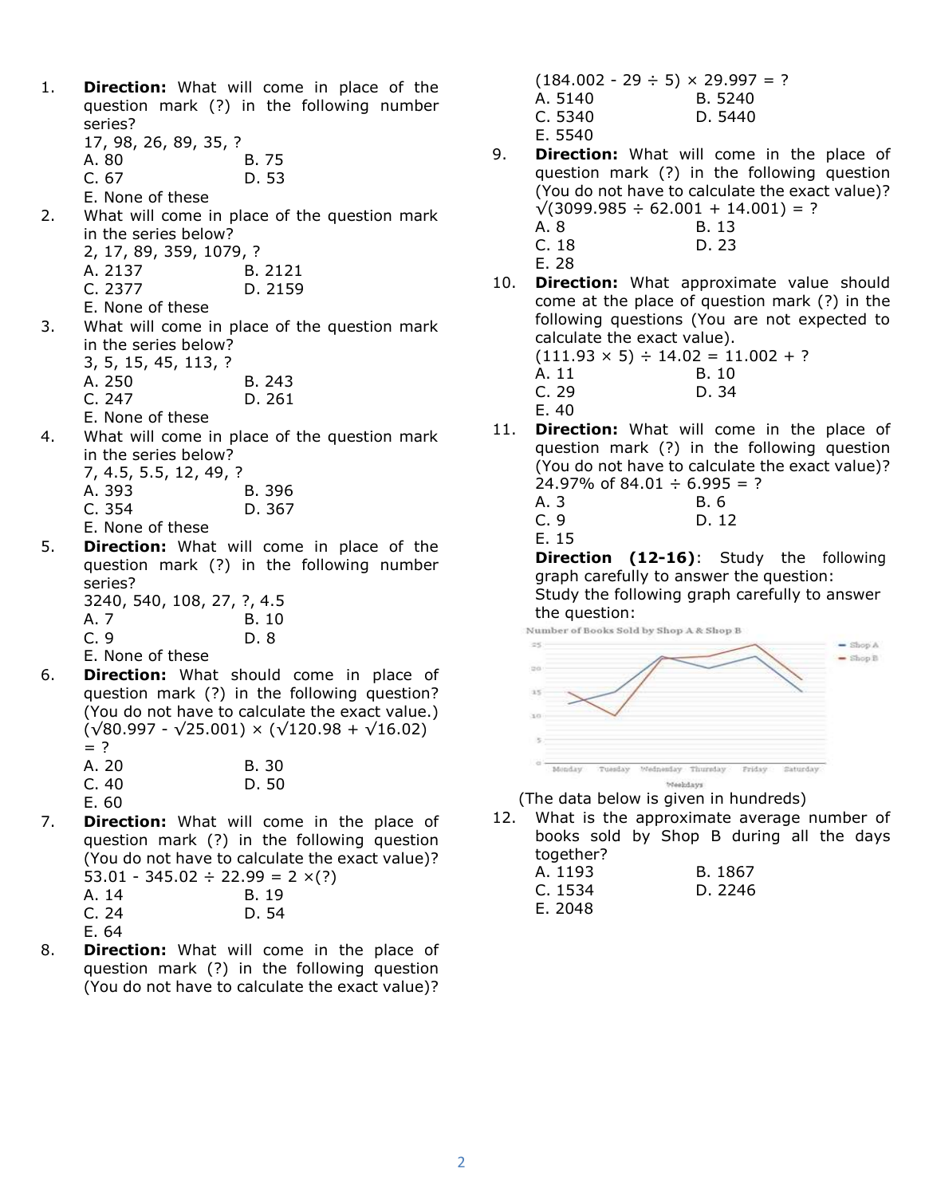1. **Direction:** What will come in place of the question mark (?) in the following number series?
   17, 98, 26, 89, 35, ?
   A. 80 B. 75
   C. 67 D. 53
   E. None of these

2. What will come in place of the question mark in the series below?
   2, 17, 89, 359, 1079, ?
   A. 2137 B. 2121
   C. 2377 D. 2159
   E. None of these

3. What will come in place of the question mark in the series below?
   3, 5, 15, 45, 113, ?
   A. 250 B. 243
   C. 247 D. 261
   E. None of these

4. What will come in place of the question mark in the series below?
   7, 4.5, 5.5, 12, 49, ?
   A. 393 B. 396
   C. 354 D. 367
   E. None of these

5. **Direction:** What will come in place of the question mark (?) in the following number series?
   3240, 540, 108, 27, ?, 4.5
   A. 7 B. 10
   C. 9 D. 8
   E. None of these

6. **Direction:** What should come in place of question mark (?) in the following question? (You do not have to calculate the exact value.)
   $(\sqrt{80.997} - \sqrt{25.001}) \times (\sqrt{120.98} + \sqrt{16.02}) = ?$
   A. 20 B. 30
   C. 40 D. 50
   E. 60

7. **Direction:** What will come in the place of question mark (?) in the following question (You do not have to calculate the exact value)?
   $53.01 - 345.02 \div 22.99 = 2 \times (?)$
   A. 14 B. 19
   C. 24 D. 54
   E. 64

8. **Direction:** What will come in the place of question mark (?) in the following question (You do not have to calculate the exact value)?
   $(184.002 - 29 \div 5) \times 29.997 = ?$
   A. 5140 B. 5240
   C. 5340 D. 5440
   E. 5540

9. **Direction:** What will come in the place of question mark (?) in the following question (You do not have to calculate the exact value)?
   $\sqrt{(3099.985 \div 62.001 + 14.001)} = ?$
   A. 8 B. 13
   C. 18 D. 23
   E. 28

10. **Direction:** What approximate value should come at the place of question mark (?) in the following questions (You are not expected to calculate the exact value).
    $(111.93 \times 5) \div 14.02 = 11.002 + ?$
    A. 11 B. 10
    C. 29 D. 34
    E. 40

11. **Direction:** What will come in the place of question mark (?) in the following question (You do not have to calculate the exact value)?
    $24.97\%$ of $84.01 \div 6.995 = ?$
    A. 3 B. 6
    C. 9 D. 12
    E. 15

**Direction (12-16)**: Study the following graph carefully to answer the question:
Study the following graph carefully to answer the question:

Number of Books Sold by Shop A & Shop B

(The data below is given in hundreds)

12. What is the approximate average number of books sold by Shop B during all the days together?
    A. 1193 B. 1867
    C. 1534 D. 2246
    E. 2048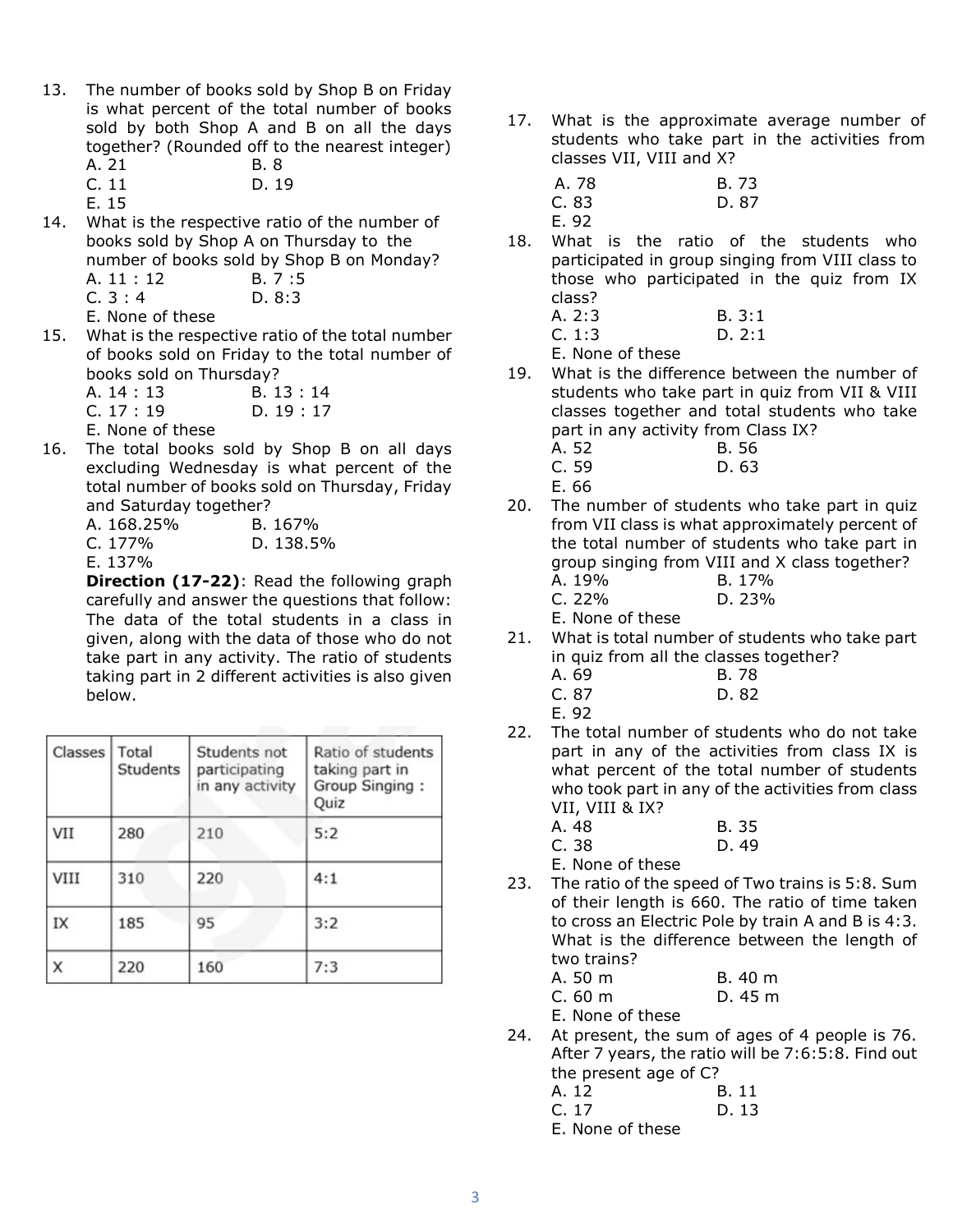13. The number of books sold by Shop B on Friday is what percent of the total number of books sold by both Shop A and B on all the days together? (Rounded off to the nearest integer)
    A. 21  B. 8
    C. 11  D. 19
    E. 15

14. What is the respective ratio of the number of books sold by Shop A on Thursday to the number of books sold by Shop B on Monday?
    A. 11 : 12  B. 7 :5
    C. 3 : 4  D. 8:3
    E. None of these

15. What is the respective ratio of the total number of books sold on Friday to the total number of books sold on Thursday?
    A. 14 : 13  B. 13 : 14
    C. 17 : 19  D. 19 : 17
    E. None of these

16. The total books sold by Shop B on all days excluding Wednesday is what percent of the total number of books sold on Thursday, Friday and Saturday together?
    A. 168.25%  B. 167%
    C. 177%  D. 138.5%
    E. 137%

**Direction (17-22)**: Read the following graph carefully and answer the questions that follow: The data of the total students in a class in given, along with the data of those who do not take part in any activity. The ratio of students taking part in 2 different activities is also given below.

| Classes | Total Students | Students not participating in any activity | Ratio of students taking part in Group Singing : Quiz |
|---|---|---|---|
| VII | 280 | 210 | 5:2 |
| VIII | 310 | 220 | 4:1 |
| IX | 185 | 95 | 3:2 |
| X | 220 | 160 | 7:3 |

17. What is the approximate average number of students who take part in the activities from classes VII, VIII and X?
    A. 78  B. 73
    C. 83  D. 87
    E. 92

18. What is the ratio of the students who participated in group singing from VIII class to those who participated in the quiz from IX class?
    A. 2:3  B. 3:1
    C. 1:3  D. 2:1
    E. None of these

19. What is the difference between the number of students who take part in quiz from VII & VIII classes together and total students who take part in any activity from Class IX?
    A. 52  B. 56
    C. 59  D. 63
    E. 66

20. The number of students who take part in quiz from VII class is what approximately percent of the total number of students who take part in group singing from VIII and X class together?
    A. 19%  B. 17%
    C. 22%  D. 23%
    E. None of these

21. What is total number of students who take part in quiz from all the classes together?
    A. 69  B. 78
    C. 87  D. 82
    E. 92

22. The total number of students who do not take part in any of the activities from class IX is what percent of the total number of students who took part in any of the activities from class VII, VIII & IX?
    A. 48  B. 35
    C. 38  D. 49
    E. None of these

23. The ratio of the speed of Two trains is 5:8. Sum of their length is 660. The ratio of time taken to cross an Electric Pole by train A and B is 4:3. What is the difference between the length of two trains?
    A. 50 m  B. 40 m
    C. 60 m  D. 45 m
    E. None of these

24. At present, the sum of ages of 4 people is 76. After 7 years, the ratio will be 7:6:5:8. Find out the present age of C?
    A. 12  B. 11
    C. 17  D. 13
    E. None of these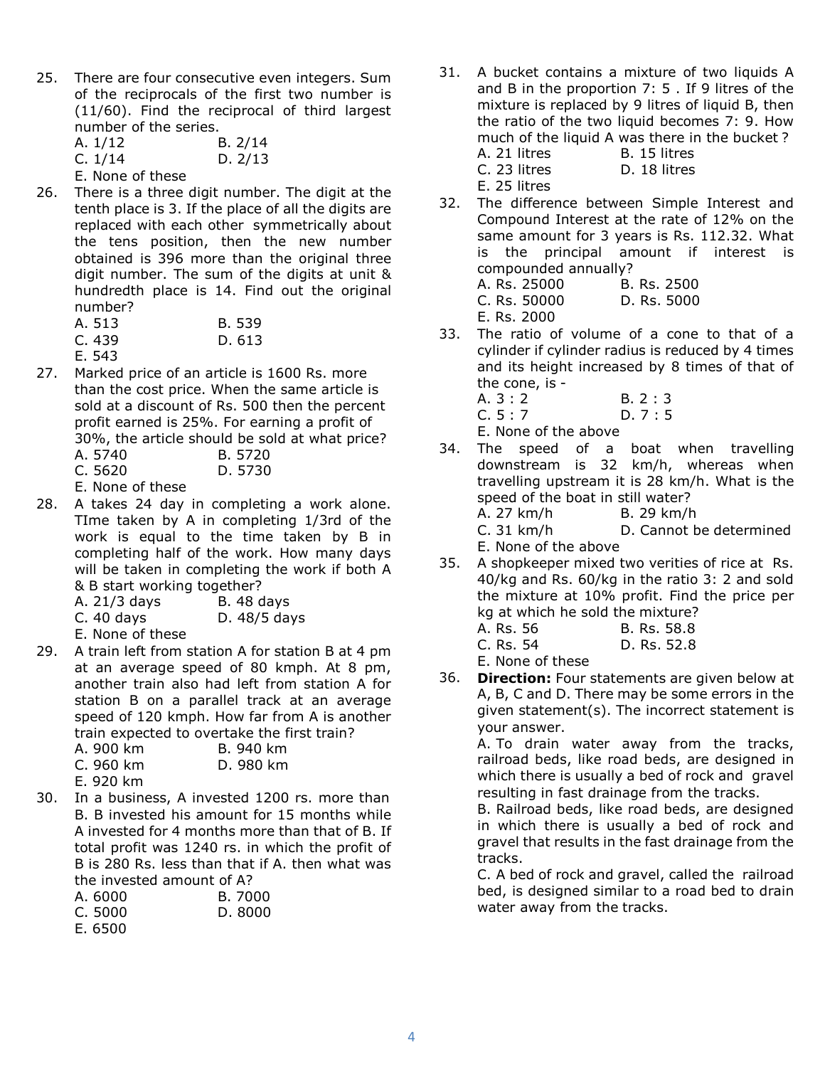25. There are four consecutive even integers. Sum of the reciprocals of the first two number is (11/60). Find the reciprocal of third largest number of the series.
   A. 1/12 B. 2/14
   C. 1/14 D. 2/13
   E. None of these

26. There is a three digit number. The digit at the tenth place is 3. If the place of all the digits are replaced with each other symmetrically about the tens position, then the new number obtained is 396 more than the original three digit number. The sum of the digits at unit & hundredth place is 14. Find out the original number?
   A. 513 B. 539
   C. 439 D. 613
   E. 543

27. Marked price of an article is 1600 Rs. more than the cost price. When the same article is sold at a discount of Rs. 500 then the percent profit earned is 25%. For earning a profit of 30%, the article should be sold at what price?
   A. 5740 B. 5720
   C. 5620 D. 5730
   E. None of these

28. A takes 24 day in completing a work alone. TIme taken by A in completing 1/3rd of the work is equal to the time taken by B in completing half of the work. How many days will be taken in completing the work if both A & B start working together?
   A. 21/3 days B. 48 days
   C. 40 days D. 48/5 days
   E. None of these

29. A train left from station A for station B at 4 pm at an average speed of 80 kmph. At 8 pm, another train also had left from station A for station B on a parallel track at an average speed of 120 kmph. How far from A is another train expected to overtake the first train?
   A. 900 km B. 940 km
   C. 960 km D. 980 km
   E. 920 km

30. In a business, A invested 1200 rs. more than B. B invested his amount for 15 months while A invested for 4 months more than that of B. If total profit was 1240 rs. in which the profit of B is 280 Rs. less than that if A. then what was the invested amount of A?
   A. 6000 B. 7000
   C. 5000 D. 8000
   E. 6500

31. A bucket contains a mixture of two liquids A and B in the proportion 7: 5 . If 9 litres of the mixture is replaced by 9 litres of liquid B, then the ratio of the two liquid becomes 7: 9. How much of the liquid A was there in the bucket ?
   A. 21 litres B. 15 litres
   C. 23 litres D. 18 litres
   E. 25 litres

32. The difference between Simple Interest and Compound Interest at the rate of 12% on the same amount for 3 years is Rs. 112.32. What is the principal amount if interest is compounded annually?
   A. Rs. 25000 B. Rs. 2500
   C. Rs. 50000 D. Rs. 5000
   E. Rs. 2000

33. The ratio of volume of a cone to that of a cylinder if cylinder radius is reduced by 4 times and its height increased by 8 times of that of the cone, is -
   A. 3 : 2 B. 2 : 3
   C. 5 : 7 D. 7 : 5
   E. None of the above

34. The speed of a boat when travelling downstream is 32 km/h, whereas when travelling upstream it is 28 km/h. What is the speed of the boat in still water?
   A. 27 km/h B. 29 km/h
   C. 31 km/h D. Cannot be determined
   E. None of the above

35. A shopkeeper mixed two verities of rice at Rs. 40/kg and Rs. 60/kg in the ratio 3: 2 and sold the mixture at 10% profit. Find the price per kg at which he sold the mixture?
   A. Rs. 56 B. Rs. 58.8
   C. Rs. 54 D. Rs. 52.8
   E. None of these

36. **Direction:** Four statements are given below at A, B, C and D. There may be some errors in the given statement(s). The incorrect statement is your answer.
   A. To drain water away from the tracks, railroad beds, like road beds, are designed in which there is usually a bed of rock and gravel resulting in fast drainage from the tracks.
   B. Railroad beds, like road beds, are designed in which there is usually a bed of rock and gravel that results in the fast drainage from the tracks.
   C. A bed of rock and gravel, called the railroad bed, is designed similar to a road bed to drain water away from the tracks.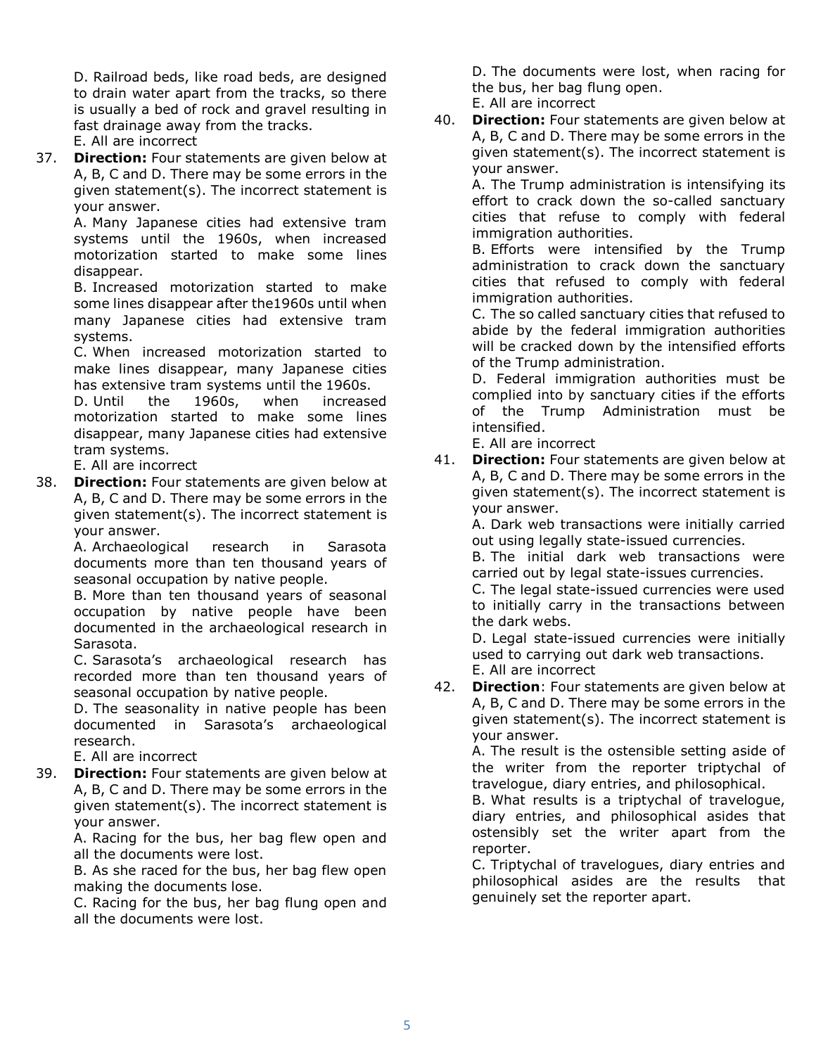D. Railroad beds, like road beds, are designed to drain water apart from the tracks, so there is usually a bed of rock and gravel resulting in fast drainage away from the tracks.
E. All are incorrect

37. **Direction:** Four statements are given below at A, B, C and D. There may be some errors in the given statement(s). The incorrect statement is your answer.
A. Many Japanese cities had extensive tram systems until the 1960s, when increased motorization started to make some lines disappear.
B. Increased motorization started to make some lines disappear after the1960s until when many Japanese cities had extensive tram systems.
C. When increased motorization started to make lines disappear, many Japanese cities has extensive tram systems until the 1960s.
D. Until the 1960s, when increased motorization started to make some lines disappear, many Japanese cities had extensive tram systems.
E. All are incorrect

38. **Direction:** Four statements are given below at A, B, C and D. There may be some errors in the given statement(s). The incorrect statement is your answer.
A. Archaeological research in Sarasota documents more than ten thousand years of seasonal occupation by native people.
B. More than ten thousand years of seasonal occupation by native people have been documented in the archaeological research in Sarasota.
C. Sarasota's archaeological research has recorded more than ten thousand years of seasonal occupation by native people.
D. The seasonality in native people has been documented in Sarasota's archaeological research.
E. All are incorrect

39. **Direction:** Four statements are given below at A, B, C and D. There may be some errors in the given statement(s). The incorrect statement is your answer.
A. Racing for the bus, her bag flew open and all the documents were lost.
B. As she raced for the bus, her bag flew open making the documents lose.
C. Racing for the bus, her bag flung open and all the documents were lost.
D. The documents were lost, when racing for the bus, her bag flung open.
E. All are incorrect

40. **Direction:** Four statements are given below at A, B, C and D. There may be some errors in the given statement(s). The incorrect statement is your answer.
A. The Trump administration is intensifying its effort to crack down the so-called sanctuary cities that refuse to comply with federal immigration authorities.
B. Efforts were intensified by the Trump administration to crack down the sanctuary cities that refused to comply with federal immigration authorities.
C. The so called sanctuary cities that refused to abide by the federal immigration authorities will be cracked down by the intensified efforts of the Trump administration.
D. Federal immigration authorities must be complied into by sanctuary cities if the efforts of the Trump Administration must be intensified.
E. All are incorrect

41. **Direction:** Four statements are given below at A, B, C and D. There may be some errors in the given statement(s). The incorrect statement is your answer.
A. Dark web transactions were initially carried out using legally state-issued currencies.
B. The initial dark web transactions were carried out by legal state-issues currencies.
C. The legal state-issued currencies were used to initially carry in the transactions between the dark webs.
D. Legal state-issued currencies were initially used to carrying out dark web transactions.
E. All are incorrect

42. **Direction**: Four statements are given below at A, B, C and D. There may be some errors in the given statement(s). The incorrect statement is your answer.
A. The result is the ostensible setting aside of the writer from the reporter triptychal of travelogue, diary entries, and philosophical.
B. What results is a triptychal of travelogue, diary entries, and philosophical asides that ostensibly set the writer apart from the reporter.
C. Triptychal of travelogues, diary entries and philosophical asides are the results that genuinely set the reporter apart.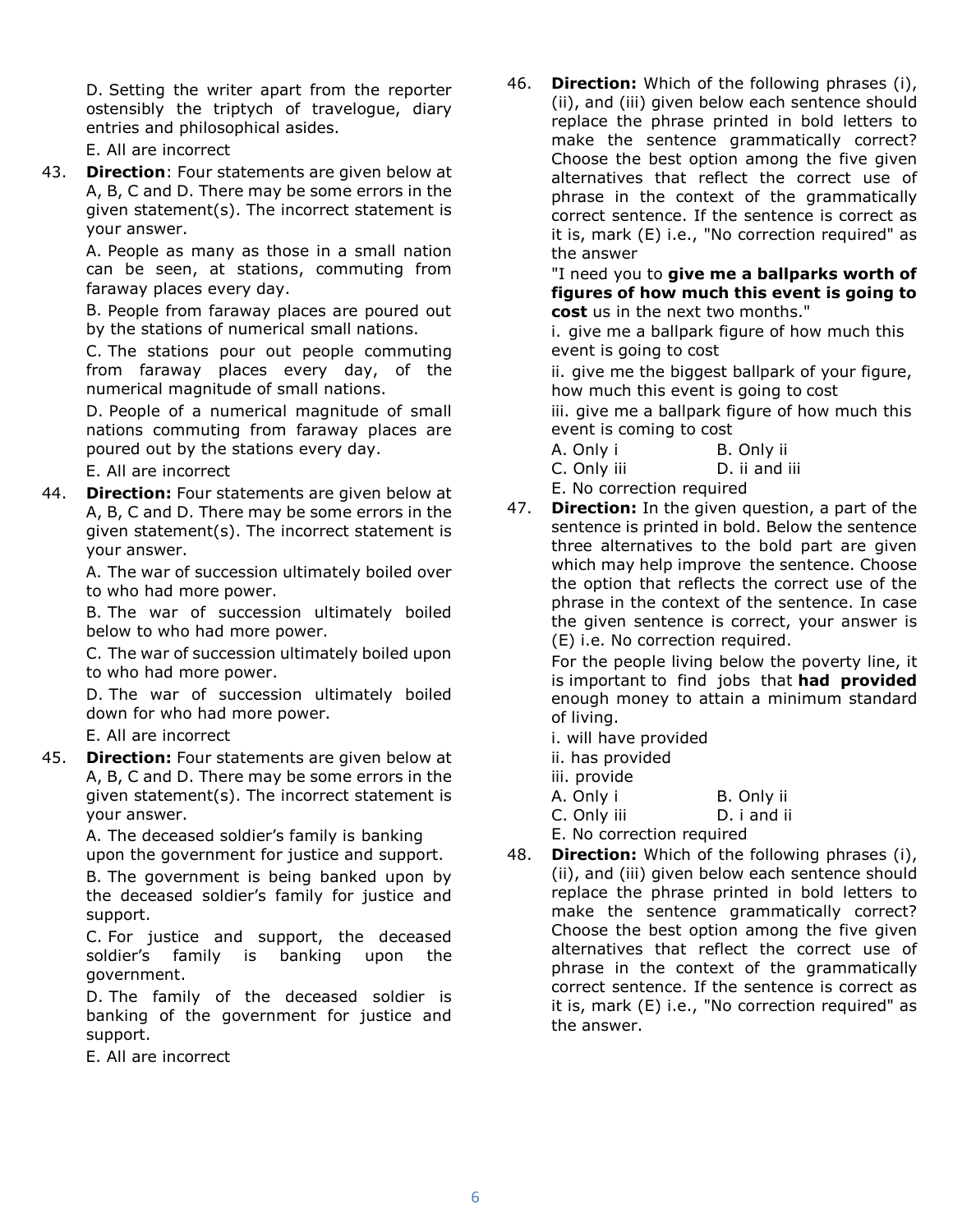D. Setting the writer apart from the reporter ostensibly the triptych of travelogue, diary entries and philosophical asides.

E. All are incorrect

43. **Direction**: Four statements are given below at A, B, C and D. There may be some errors in the given statement(s). The incorrect statement is your answer.

A. People as many as those in a small nation can be seen, at stations, commuting from faraway places every day.

B. People from faraway places are poured out by the stations of numerical small nations.

C. The stations pour out people commuting from faraway places every day, of the numerical magnitude of small nations.

D. People of a numerical magnitude of small nations commuting from faraway places are poured out by the stations every day.

E. All are incorrect

44. **Direction:** Four statements are given below at A, B, C and D. There may be some errors in the given statement(s). The incorrect statement is your answer.

A. The war of succession ultimately boiled over to who had more power.

B. The war of succession ultimately boiled below to who had more power.

C. The war of succession ultimately boiled upon to who had more power.

D. The war of succession ultimately boiled down for who had more power.

E. All are incorrect

45. **Direction:** Four statements are given below at A, B, C and D. There may be some errors in the given statement(s). The incorrect statement is your answer.

A. The deceased soldier's family is banking upon the government for justice and support.

B. The government is being banked upon by the deceased soldier's family for justice and support.

C. For justice and support, the deceased soldier's family is banking upon the government.

D. The family of the deceased soldier is banking of the government for justice and support.

E. All are incorrect

46. **Direction:** Which of the following phrases (i), (ii), and (iii) given below each sentence should replace the phrase printed in bold letters to make the sentence grammatically correct? Choose the best option among the five given alternatives that reflect the correct use of phrase in the context of the grammatically correct sentence. If the sentence is correct as it is, mark (E) i.e., "No correction required" as the answer

"I need you to **give me a ballparks worth of figures of how much this event is going to cost** us in the next two months."

i. give me a ballpark figure of how much this event is going to cost

ii. give me the biggest ballpark of your figure, how much this event is going to cost

iii. give me a ballpark figure of how much this event is coming to cost

A. Only i B. Only ii

C. Only iii D. ii and iii

E. No correction required

47. **Direction:** In the given question, a part of the sentence is printed in bold. Below the sentence three alternatives to the bold part are given which may help improve the sentence. Choose the option that reflects the correct use of the phrase in the context of the sentence. In case the given sentence is correct, your answer is (E) i.e. No correction required.

For the people living below the poverty line, it is important to find jobs that **had provided** enough money to attain a minimum standard of living.

i. will have provided

ii. has provided

iii. provide

A. Only i B. Only ii

C. Only iii D. i and ii

E. No correction required

48. **Direction:** Which of the following phrases (i), (ii), and (iii) given below each sentence should replace the phrase printed in bold letters to make the sentence grammatically correct? Choose the best option among the five given alternatives that reflect the correct use of phrase in the context of the grammatically correct sentence. If the sentence is correct as it is, mark (E) i.e., "No correction required" as the answer.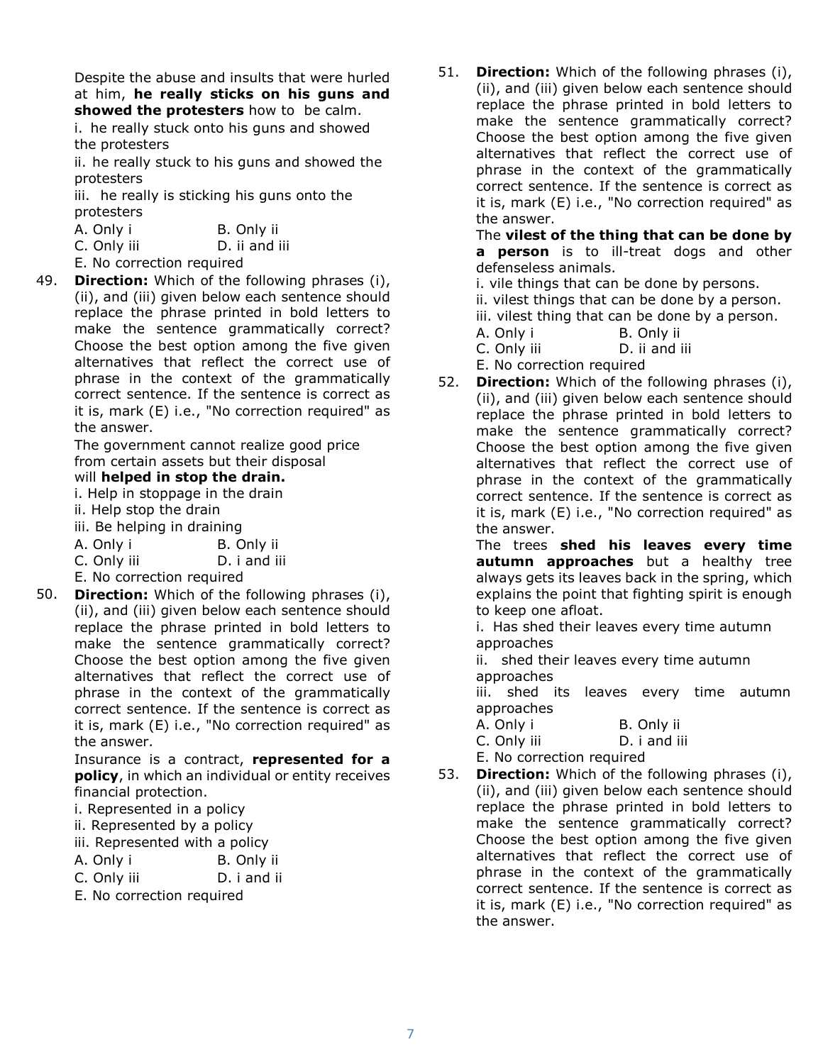Despite the abuse and insults that were hurled at him, **he really sticks on his guns and showed the protesters** how to be calm.

i. he really stuck onto his guns and showed the protesters

ii. he really stuck to his guns and showed the protesters

iii. he really is sticking his guns onto the protesters

A. Only i
B. Only ii
C. Only iii
D. ii and iii
E. No correction required

49. **Direction:** Which of the following phrases (i), (ii), and (iii) given below each sentence should replace the phrase printed in bold letters to make the sentence grammatically correct? Choose the best option among the five given alternatives that reflect the correct use of phrase in the context of the grammatically correct sentence. If the sentence is correct as it is, mark (E) i.e., "No correction required" as the answer.

The government cannot realize good price from certain assets but their disposal will **helped in stop the drain.**

i. Help in stoppage in the drain

ii. Help stop the drain

iii. Be helping in draining

A. Only i
B. Only ii
C. Only iii
D. i and iii
E. No correction required

50. **Direction:** Which of the following phrases (i), (ii), and (iii) given below each sentence should replace the phrase printed in bold letters to make the sentence grammatically correct? Choose the best option among the five given alternatives that reflect the correct use of phrase in the context of the grammatically correct sentence. If the sentence is correct as it is, mark (E) i.e., "No correction required" as the answer.

Insurance is a contract, **represented for a policy**, in which an individual or entity receives financial protection.

i. Represented in a policy

ii. Represented by a policy

iii. Represented with a policy

A. Only i
B. Only ii
C. Only iii
D. i and ii
E. No correction required

51. **Direction:** Which of the following phrases (i), (ii), and (iii) given below each sentence should replace the phrase printed in bold letters to make the sentence grammatically correct? Choose the best option among the five given alternatives that reflect the correct use of phrase in the context of the grammatically correct sentence. If the sentence is correct as it is, mark (E) i.e., "No correction required" as the answer.

The **vilest of the thing that can be done by a person** is to ill-treat dogs and other defenseless animals.

i. vile things that can be done by persons.

ii. vilest things that can be done by a person.

iii. vilest thing that can be done by a person.

A. Only i
B. Only ii
C. Only iii
D. ii and iii
E. No correction required

52. **Direction:** Which of the following phrases (i), (ii), and (iii) given below each sentence should replace the phrase printed in bold letters to make the sentence grammatically correct? Choose the best option among the five given alternatives that reflect the correct use of phrase in the context of the grammatically correct sentence. If the sentence is correct as it is, mark (E) i.e., "No correction required" as the answer.

The trees **shed his leaves every time autumn approaches** but a healthy tree always gets its leaves back in the spring, which explains the point that fighting spirit is enough to keep one afloat.

i. Has shed their leaves every time autumn approaches

ii. shed their leaves every time autumn approaches

iii. shed its leaves every time autumn approaches

A. Only i
B. Only ii
C. Only iii
D. i and iii
E. No correction required

53. **Direction:** Which of the following phrases (i), (ii), and (iii) given below each sentence should replace the phrase printed in bold letters to make the sentence grammatically correct? Choose the best option among the five given alternatives that reflect the correct use of phrase in the context of the grammatically correct sentence. If the sentence is correct as it is, mark (E) i.e., "No correction required" as the answer.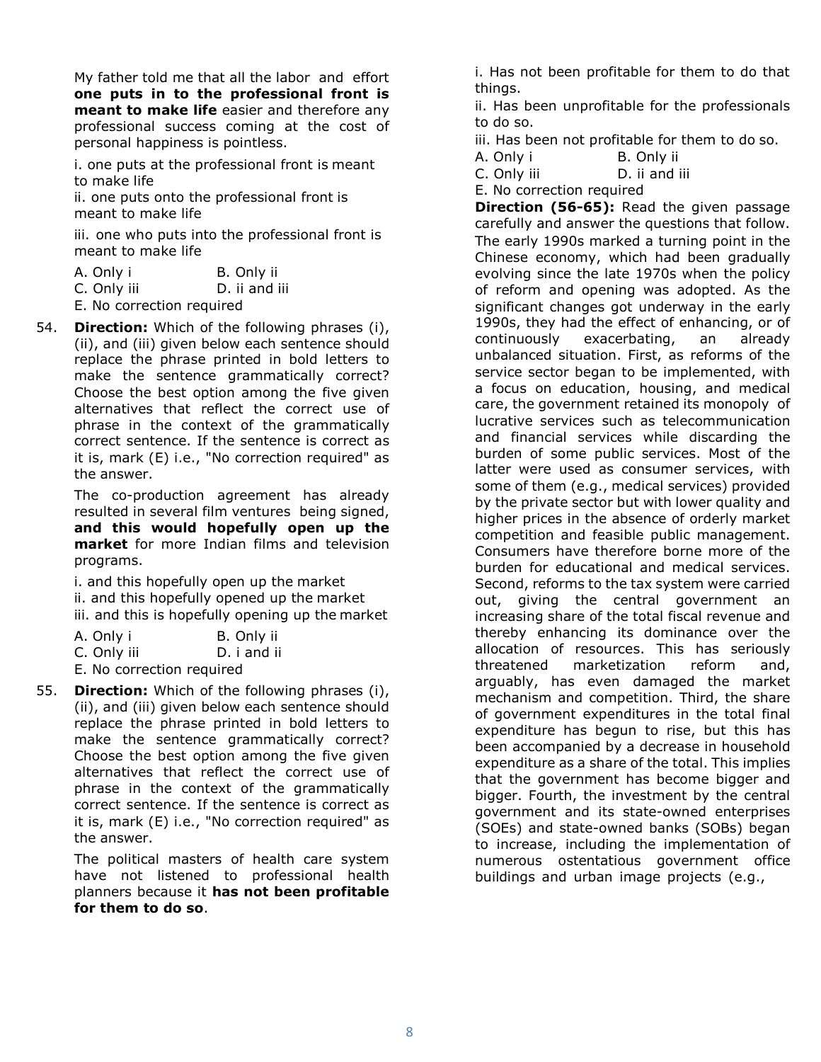My father told me that all the labor and effort **one puts in to the professional front is meant to make life** easier and therefore any professional success coming at the cost of personal happiness is pointless.

i. one puts at the professional front is meant to make life

ii. one puts onto the professional front is meant to make life

iii. one who puts into the professional front is meant to make life

A. Only i B. Only ii
C. Only iii D. ii and iii
E. No correction required

54. **Direction:** Which of the following phrases (i), (ii), and (iii) given below each sentence should replace the phrase printed in bold letters to make the sentence grammatically correct? Choose the best option among the five given alternatives that reflect the correct use of phrase in the context of the grammatically correct sentence. If the sentence is correct as it is, mark (E) i.e., "No correction required" as the answer.

The co-production agreement has already resulted in several film ventures being signed, **and this would hopefully open up the market** for more Indian films and television programs.

i. and this hopefully open up the market
ii. and this hopefully opened up the market
iii. and this is hopefully opening up the market

A. Only i B. Only ii
C. Only iii D. i and ii
E. No correction required

55. **Direction:** Which of the following phrases (i), (ii), and (iii) given below each sentence should replace the phrase printed in bold letters to make the sentence grammatically correct? Choose the best option among the five given alternatives that reflect the correct use of phrase in the context of the grammatically correct sentence. If the sentence is correct as it is, mark (E) i.e., "No correction required" as the answer.

The political masters of health care system have not listened to professional health planners because it **has not been profitable for them to do so**.

i. Has not been profitable for them to do that things.
ii. Has been unprofitable for the professionals to do so.
iii. Has been not profitable for them to do so.

A. Only i B. Only ii
C. Only iii D. ii and iii
E. No correction required

**Direction (56-65):** Read the given passage carefully and answer the questions that follow.

The early 1990s marked a turning point in the Chinese economy, which had been gradually evolving since the late 1970s when the policy of reform and opening was adopted. As the significant changes got underway in the early 1990s, they had the effect of enhancing, or of continuously exacerbating, an already unbalanced situation. First, as reforms of the service sector began to be implemented, with a focus on education, housing, and medical care, the government retained its monopoly of lucrative services such as telecommunication and financial services while discarding the burden of some public services. Most of the latter were used as consumer services, with some of them (e.g., medical services) provided by the private sector but with lower quality and higher prices in the absence of orderly market competition and feasible public management. Consumers have therefore borne more of the burden for educational and medical services. Second, reforms to the tax system were carried out, giving the central government an increasing share of the total fiscal revenue and thereby enhancing its dominance over the allocation of resources. This has seriously threatened marketization reform and, arguably, has even damaged the market mechanism and competition. Third, the share of government expenditures in the total final expenditure has begun to rise, but this has been accompanied by a decrease in household expenditure as a share of the total. This implies that the government has become bigger and bigger. Fourth, the investment by the central government and its state-owned enterprises (SOEs) and state-owned banks (SOBs) began to increase, including the implementation of numerous ostentatious government office buildings and urban image projects (e.g.,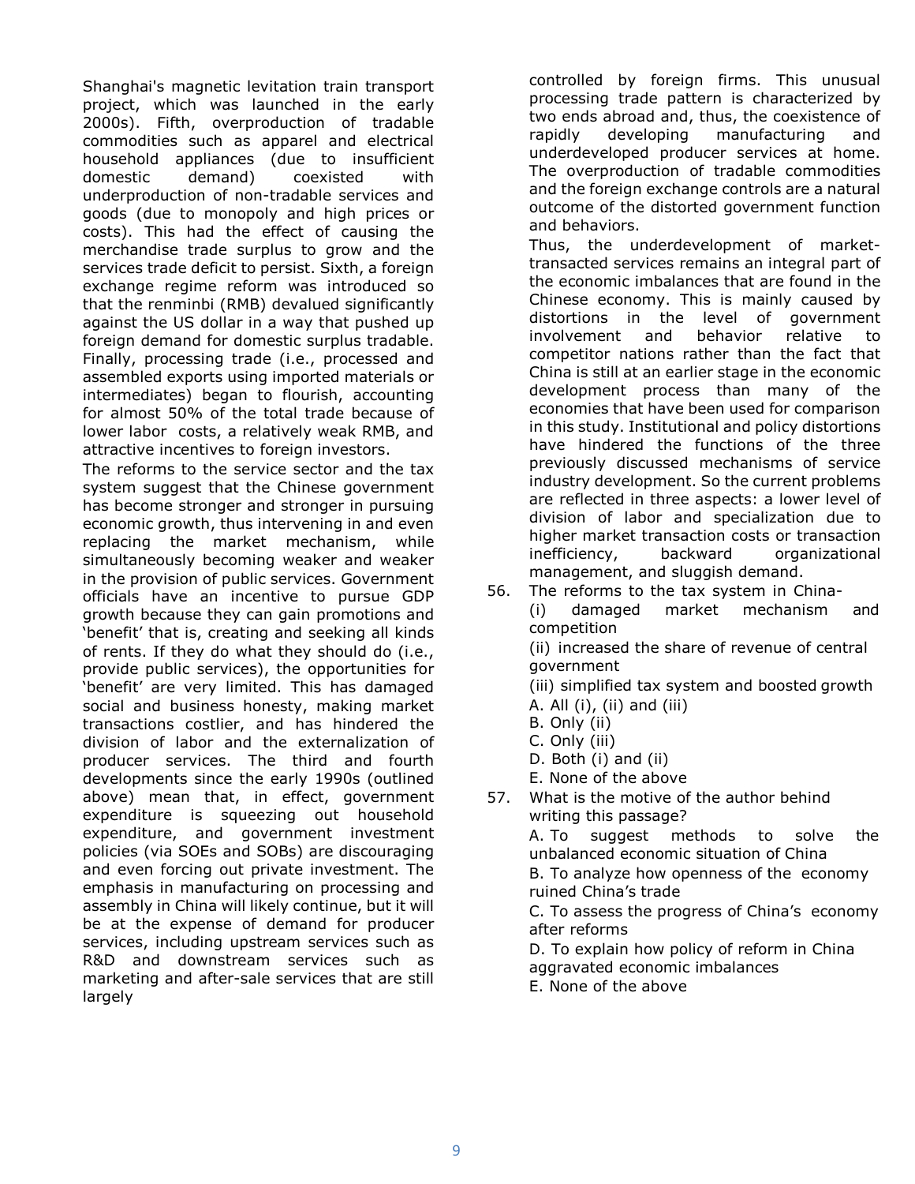Shanghai's magnetic levitation train transport project, which was launched in the early 2000s). Fifth, overproduction of tradable commodities such as apparel and electrical household appliances (due to insufficient domestic demand) coexisted with underproduction of non-tradable services and goods (due to monopoly and high prices or costs). This had the effect of causing the merchandise trade surplus to grow and the services trade deficit to persist. Sixth, a foreign exchange regime reform was introduced so that the renminbi (RMB) devalued significantly against the US dollar in a way that pushed up foreign demand for domestic surplus tradable. Finally, processing trade (i.e., processed and assembled exports using imported materials or intermediates) began to flourish, accounting for almost 50% of the total trade because of lower labor costs, a relatively weak RMB, and attractive incentives to foreign investors.

The reforms to the service sector and the tax system suggest that the Chinese government has become stronger and stronger in pursuing economic growth, thus intervening in and even replacing the market mechanism, while simultaneously becoming weaker and weaker in the provision of public services. Government officials have an incentive to pursue GDP growth because they can gain promotions and 'benefit' that is, creating and seeking all kinds of rents. If they do what they should do (i.e., provide public services), the opportunities for 'benefit' are very limited. This has damaged social and business honesty, making market transactions costlier, and has hindered the division of labor and the externalization of producer services. The third and fourth developments since the early 1990s (outlined above) mean that, in effect, government expenditure is squeezing out household expenditure, and government investment policies (via SOEs and SOBs) are discouraging and even forcing out private investment. The emphasis in manufacturing on processing and assembly in China will likely continue, but it will be at the expense of demand for producer services, including upstream services such as R&D and downstream services such as marketing and after-sale services that are still largely controlled by foreign firms. This unusual processing trade pattern is characterized by two ends abroad and, thus, the coexistence of rapidly developing manufacturing and underdeveloped producer services at home. The overproduction of tradable commodities and the foreign exchange controls are a natural outcome of the distorted government function and behaviors.

Thus, the underdevelopment of market-transacted services remains an integral part of the economic imbalances that are found in the Chinese economy. This is mainly caused by distortions in the level of government involvement and behavior relative to competitor nations rather than the fact that China is still at an earlier stage in the economic development process than many of the economies that have been used for comparison in this study. Institutional and policy distortions have hindered the functions of the three previously discussed mechanisms of service industry development. So the current problems are reflected in three aspects: a lower level of division of labor and specialization due to higher market transaction costs or transaction inefficiency, backward organizational management, and sluggish demand.

56. The reforms to the tax system in China-

(i) damaged market mechanism and competition

(ii) increased the share of revenue of central government

(iii) simplified tax system and boosted growth

A. All (i), (ii) and (iii)
B. Only (ii)
C. Only (iii)
D. Both (i) and (ii)
E. None of the above

57. What is the motive of the author behind writing this passage?

A. To suggest methods to solve the unbalanced economic situation of China
B. To analyze how openness of the economy ruined China's trade
C. To assess the progress of China's economy after reforms
D. To explain how policy of reform in China aggravated economic imbalances
E. None of the above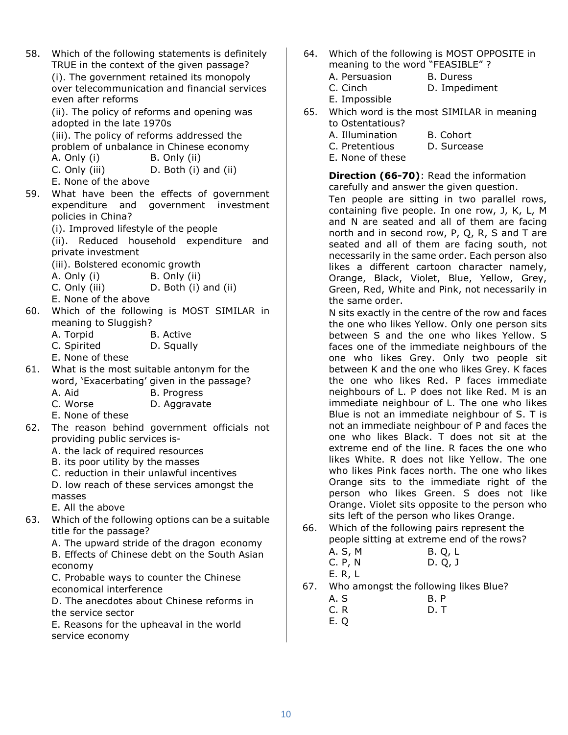58. Which of the following statements is definitely TRUE in the context of the given passage?

(i). The government retained its monopoly over telecommunication and financial services even after reforms

(ii). The policy of reforms and opening was adopted in the late 1970s

(iii). The policy of reforms addressed the problem of unbalance in Chinese economy

A. Only (i)  B. Only (ii)
C. Only (iii)  D. Both (i) and (ii)
E. None of the above

59. What have been the effects of government expenditure and government investment policies in China?

(i). Improved lifestyle of the people

(ii). Reduced household expenditure and private investment

(iii). Bolstered economic growth

A. Only (i)  B. Only (ii)
C. Only (iii)  D. Both (i) and (ii)
E. None of the above

60. Which of the following is MOST SIMILAR in meaning to Sluggish?

A. Torpid  B. Active
C. Spirited  D. Squally
E. None of these

61. What is the most suitable antonym for the word, 'Exacerbating' given in the passage?

A. Aid  B. Progress
C. Worse  D. Aggravate
E. None of these

62. The reason behind government officials not providing public services is-

A. the lack of required resources
B. its poor utility by the masses
C. reduction in their unlawful incentives
D. low reach of these services amongst the masses
E. All the above

63. Which of the following options can be a suitable title for the passage?

A. The upward stride of the dragon economy
B. Effects of Chinese debt on the South Asian economy
C. Probable ways to counter the Chinese economical interference
D. The anecdotes about Chinese reforms in the service sector
E. Reasons for the upheaval in the world service economy

64. Which of the following is MOST OPPOSITE in meaning to the word "FEASIBLE" ?

A. Persuasion  B. Duress
C. Cinch  D. Impediment
E. Impossible

65. Which word is the most SIMILAR in meaning to Ostentatious?

A. Illumination  B. Cohort
C. Pretentious  D. Surcease
E. None of these

**Direction (66-70)**: Read the information carefully and answer the given question.

Ten people are sitting in two parallel rows, containing five people. In one row, J, K, L, M and N are seated and all of them are facing north and in second row, P, Q, R, S and T are seated and all of them are facing south, not necessarily in the same order. Each person also likes a different cartoon character namely, Orange, Black, Violet, Blue, Yellow, Grey, Green, Red, White and Pink, not necessarily in the same order.

N sits exactly in the centre of the row and faces the one who likes Yellow. Only one person sits between S and the one who likes Yellow. S faces one of the immediate neighbours of the one who likes Grey. Only two people sit between K and the one who likes Grey. K faces the one who likes Red. P faces immediate neighbours of L. P does not like Red. M is an immediate neighbour of L. The one who likes Blue is not an immediate neighbour of S. T is not an immediate neighbour of P and faces the one who likes Black. T does not sit at the extreme end of the line. R faces the one who likes White. R does not like Yellow. The one who likes Pink faces north. The one who likes Orange sits to the immediate right of the person who likes Green. S does not like Orange. Violet sits opposite to the person who sits left of the person who likes Orange.

66. Which of the following pairs represent the people sitting at extreme end of the rows?

A. S, M  B. Q, L
C. P, N  D. Q, J
E. R, L

67. Who amongst the following likes Blue?

A. S  B. P
C. R  D. T
E. Q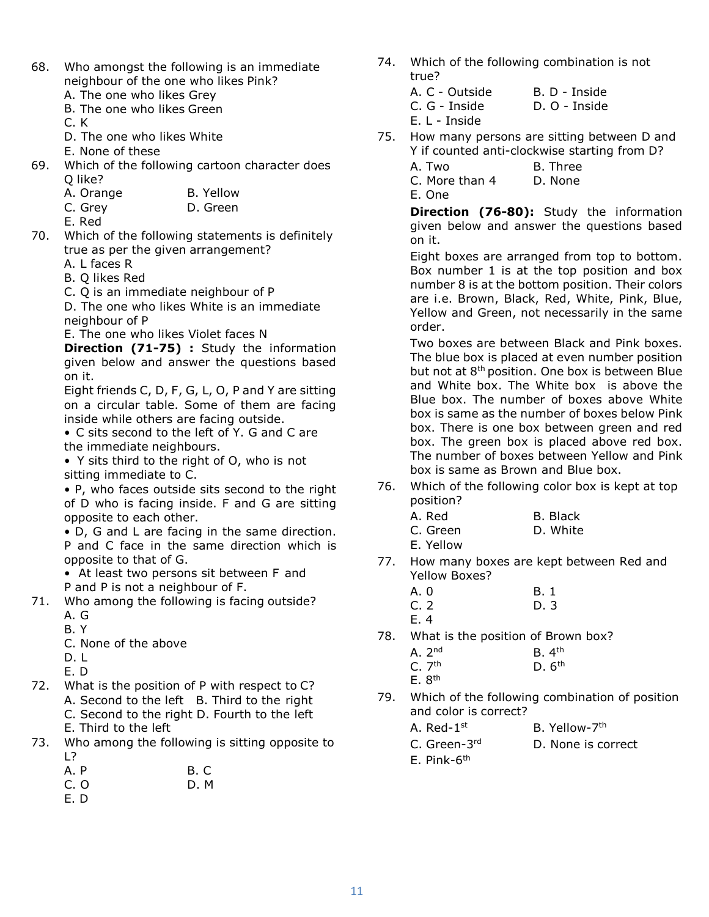68. Who amongst the following is an immediate neighbour of the one who likes Pink?
   A. The one who likes Grey
   B. The one who likes Green
   C. K
   D. The one who likes White
   E. None of these

69. Which of the following cartoon character does Q like?
   A. Orange    B. Yellow
   C. Grey    D. Green
   E. Red

70. Which of the following statements is definitely true as per the given arrangement?
   A. L faces R
   B. Q likes Red
   C. Q is an immediate neighbour of P
   D. The one who likes White is an immediate neighbour of P
   E. The one who likes Violet faces N

**Direction (71-75) :** Study the information given below and answer the questions based on it.

Eight friends C, D, F, G, L, O, P and Y are sitting on a circular table. Some of them are facing inside while others are facing outside.

- C sits second to the left of Y. G and C are the immediate neighbours.
- Y sits third to the right of O, who is not sitting immediate to C.
- P, who faces outside sits second to the right of D who is facing inside. F and G are sitting opposite to each other.
- D, G and L are facing in the same direction. P and C face in the same direction which is opposite to that of G.
- At least two persons sit between F and P and P is not a neighbour of F.

71. Who among the following is facing outside?
   A. G
   B. Y
   C. None of the above
   D. L
   E. D

72. What is the position of P with respect to C?
   A. Second to the left    B. Third to the right
   C. Second to the right    D. Fourth to the left
   E. Third to the left

73. Who among the following is sitting opposite to L?
   A. P    B. C
   C. O    D. M
   E. D

74. Which of the following combination is not true?
   A. C - Outside    B. D - Inside
   C. G - Inside    D. O - Inside
   E. L - Inside

75. How many persons are sitting between D and Y if counted anti-clockwise starting from D?
   A. Two    B. Three
   C. More than 4    D. None
   E. One

**Direction (76-80):** Study the information given below and answer the questions based on it.

Eight boxes are arranged from top to bottom. Box number 1 is at the top position and box number 8 is at the bottom position. Their colors are i.e. Brown, Black, Red, White, Pink, Blue, Yellow and Green, not necessarily in the same order.

Two boxes are between Black and Pink boxes. The blue box is placed at even number position but not at 8th position. One box is between Blue and White box. The White box is above the Blue box. The number of boxes above White box is same as the number of boxes below Pink box. There is one box between green and red box. The green box is placed above red box. The number of boxes between Yellow and Pink box is same as Brown and Blue box.

76. Which of the following color box is kept at top position?
   A. Red    B. Black
   C. Green    D. White
   E. Yellow

77. How many boxes are kept between Red and Yellow Boxes?
   A. 0    B. 1
   C. 2    D. 3
   E. 4

78. What is the position of Brown box?
   A. 2nd    B. 4th
   C. 7th    D. 6th
   E. 8th

79. Which of the following combination of position and color is correct?
   A. Red-1st    B. Yellow-7th
   C. Green-3rd    D. None is correct
   E. Pink-6th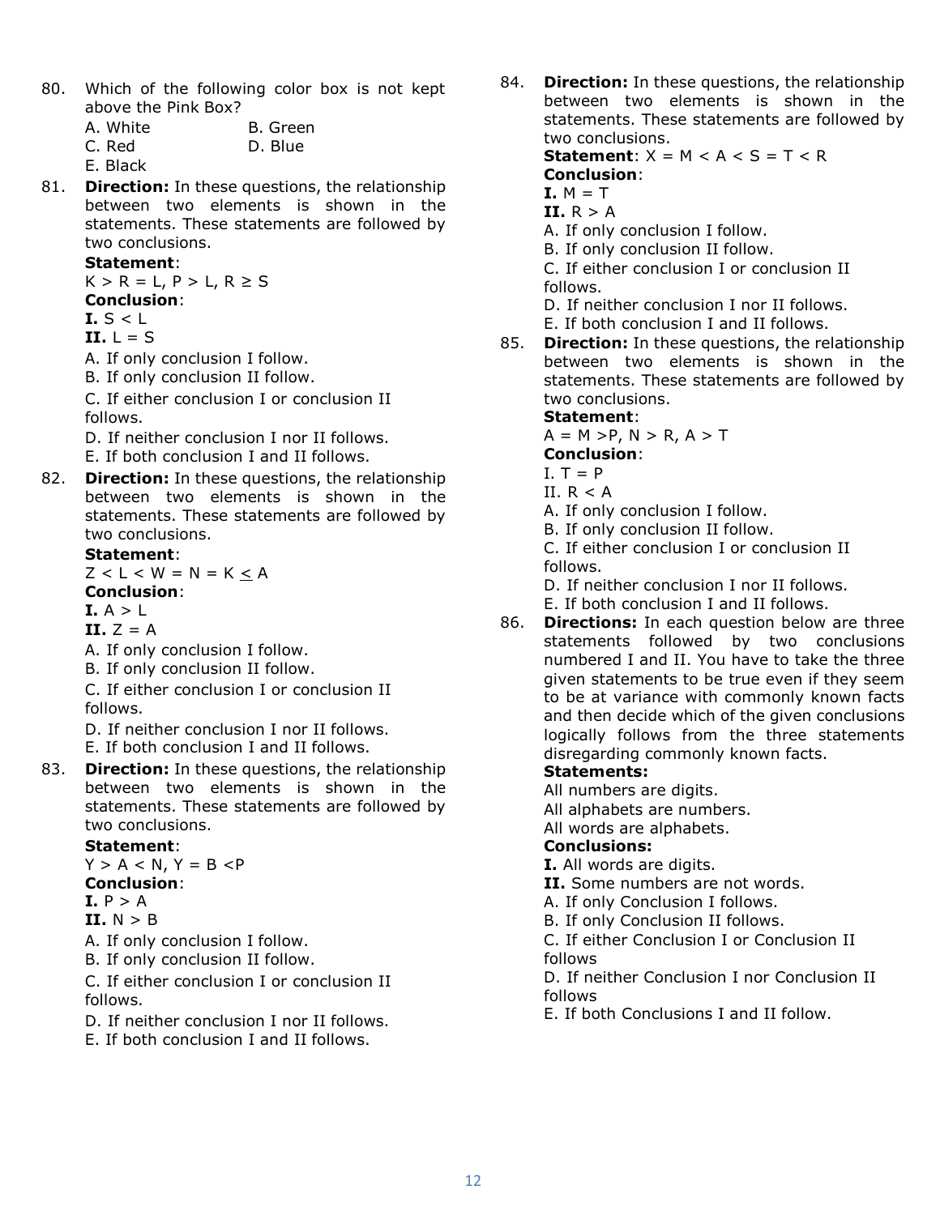80. Which of the following color box is not kept above the Pink Box?

A. White B. Green
C. Red D. Blue
E. Black

81. **Direction:** In these questions, the relationship between two elements is shown in the statements. These statements are followed by two conclusions.

**Statement**:
$K > R = L, P > L, R \geq S$

**Conclusion**:
**I.** $S < L$
**II.** $L = S$

A. If only conclusion I follow.
B. If only conclusion II follow.
C. If either conclusion I or conclusion II follows.
D. If neither conclusion I nor II follows.
E. If both conclusion I and II follows.

82. **Direction:** In these questions, the relationship between two elements is shown in the statements. These statements are followed by two conclusions.

**Statement**:
$Z < L < W = N = K \leq A$

**Conclusion**:
**I.** $A > L$
**II.** $Z = A$

A. If only conclusion I follow.
B. If only conclusion II follow.
C. If either conclusion I or conclusion II follows.
D. If neither conclusion I nor II follows.
E. If both conclusion I and II follows.

83. **Direction:** In these questions, the relationship between two elements is shown in the statements. These statements are followed by two conclusions.

**Statement**:
$Y > A < N, Y = B < P$

**Conclusion**:
**I.** $P > A$
**II.** $N > B$

A. If only conclusion I follow.
B. If only conclusion II follow.
C. If either conclusion I or conclusion II follows.
D. If neither conclusion I nor II follows.
E. If both conclusion I and II follows.

84. **Direction:** In these questions, the relationship between two elements is shown in the statements. These statements are followed by two conclusions.

**Statement**: $X = M < A < S = T < R$

**Conclusion**:
**I.** $M = T$
**II.** $R > A$

A. If only conclusion I follow.
B. If only conclusion II follow.
C. If either conclusion I or conclusion II follows.
D. If neither conclusion I nor II follows.
E. If both conclusion I and II follows.

85. **Direction:** In these questions, the relationship between two elements is shown in the statements. These statements are followed by two conclusions.

**Statement**:
$A = M > P, N > R, A > T$

**Conclusion**:
I. $T = P$
II. $R < A$

A. If only conclusion I follow.
B. If only conclusion II follow.
C. If either conclusion I or conclusion II follows.
D. If neither conclusion I nor II follows.
E. If both conclusion I and II follows.

86. **Directions:** In each question below are three statements followed by two conclusions numbered I and II. You have to take the three given statements to be true even if they seem to be at variance with commonly known facts and then decide which of the given conclusions logically follows from the three statements disregarding commonly known facts.

**Statements:**
All numbers are digits.
All alphabets are numbers.
All words are alphabets.

**Conclusions:**
**I.** All words are digits.
**II.** Some numbers are not words.

A. If only Conclusion I follows.
B. If only Conclusion II follows.
C. If either Conclusion I or Conclusion II follows
D. If neither Conclusion I nor Conclusion II follows
E. If both Conclusions I and II follow.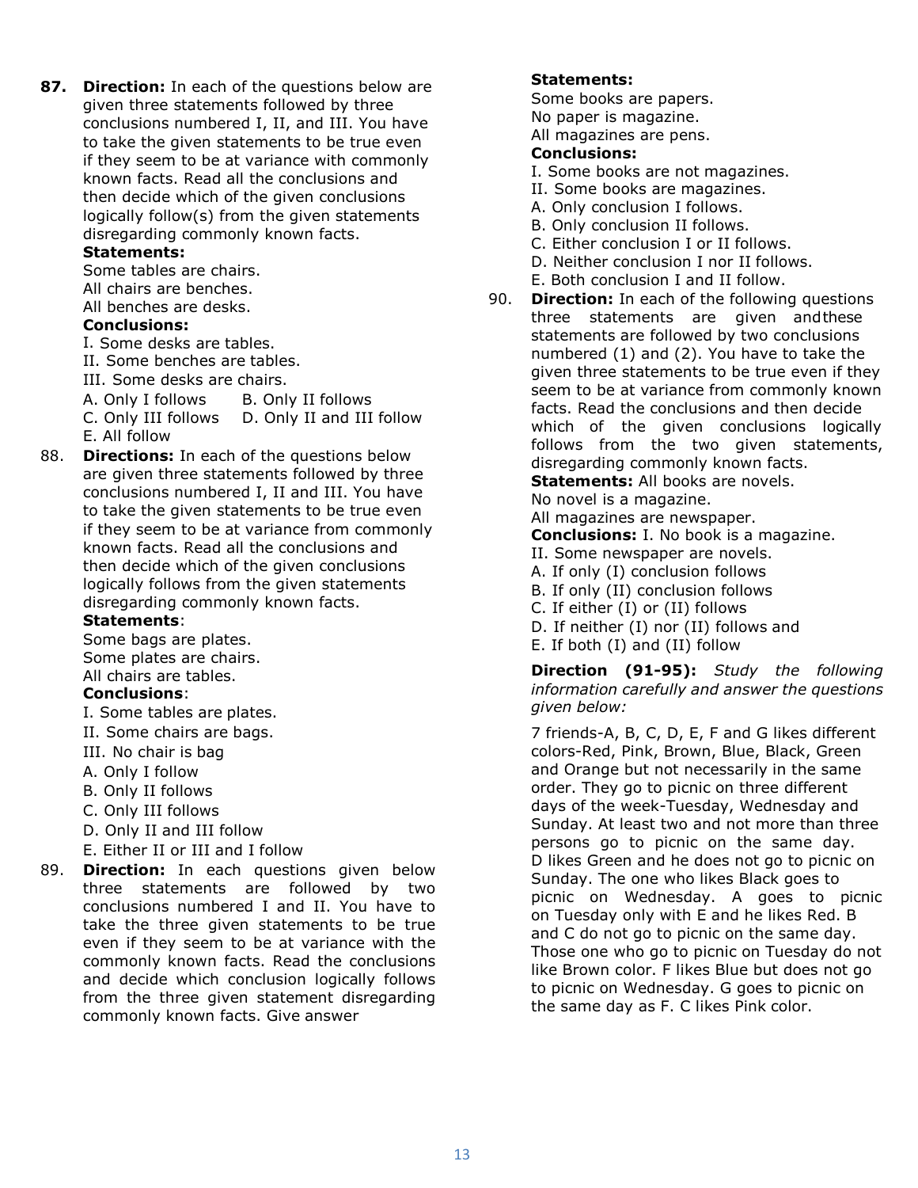**87. Direction:** In each of the questions below are given three statements followed by three conclusions numbered I, II, and III. You have to take the given statements to be true even if they seem to be at variance with commonly known facts. Read all the conclusions and then decide which of the given conclusions logically follow(s) from the given statements disregarding commonly known facts.

**Statements:**

Some tables are chairs.
All chairs are benches.
All benches are desks.

**Conclusions:**

I. Some desks are tables.
II. Some benches are tables.
III. Some desks are chairs.

A. Only I follows  B. Only II follows
C. Only III follows  D. Only II and III follow
E. All follow

88. **Directions:** In each of the questions below are given three statements followed by three conclusions numbered I, II and III. You have to take the given statements to be true even if they seem to be at variance from commonly known facts. Read all the conclusions and then decide which of the given conclusions logically follows from the given statements disregarding commonly known facts.

**Statements**:

Some bags are plates.
Some plates are chairs.
All chairs are tables.

**Conclusions**:

I. Some tables are plates.
II. Some chairs are bags.
III. No chair is bag

A. Only I follow
B. Only II follows
C. Only III follows
D. Only II and III follow
E. Either II or III and I follow

89. **Direction:** In each questions given below three statements are followed by two conclusions numbered I and II. You have to take the three given statements to be true even if they seem to be at variance with the commonly known facts. Read the conclusions and decide which conclusion logically follows from the three given statement disregarding commonly known facts. Give answer

**Statements:**

Some books are papers.
No paper is magazine.
All magazines are pens.

**Conclusions:**

I. Some books are not magazines.
II. Some books are magazines.

A. Only conclusion I follows.
B. Only conclusion II follows.
C. Either conclusion I or II follows.
D. Neither conclusion I nor II follows.
E. Both conclusion I and II follow.

90. **Direction:** In each of the following questions three statements are given andthese statements are followed by two conclusions numbered (1) and (2). You have to take the given three statements to be true even if they seem to be at variance from commonly known facts. Read the conclusions and then decide which of the given conclusions logically follows from the two given statements, disregarding commonly known facts.

**Statements:** All books are novels.
No novel is a magazine.
All magazines are newspaper.

**Conclusions:** I. No book is a magazine.
II. Some newspaper are novels.

A. If only (I) conclusion follows
B. If only (II) conclusion follows
C. If either (I) or (II) follows
D. If neither (I) nor (II) follows and
E. If both (I) and (II) follow

**Direction (91-95):** *Study the following information carefully and answer the questions given below:*

7 friends-A, B, C, D, E, F and G likes different colors-Red, Pink, Brown, Blue, Black, Green and Orange but not necessarily in the same order. They go to picnic on three different days of the week-Tuesday, Wednesday and Sunday. At least two and not more than three persons go to picnic on the same day. D likes Green and he does not go to picnic on Sunday. The one who likes Black goes to picnic on Wednesday. A goes to picnic on Tuesday only with E and he likes Red. B and C do not go to picnic on the same day. Those one who go to picnic on Tuesday do not like Brown color. F likes Blue but does not go to picnic on Wednesday. G goes to picnic on the same day as F. C likes Pink color.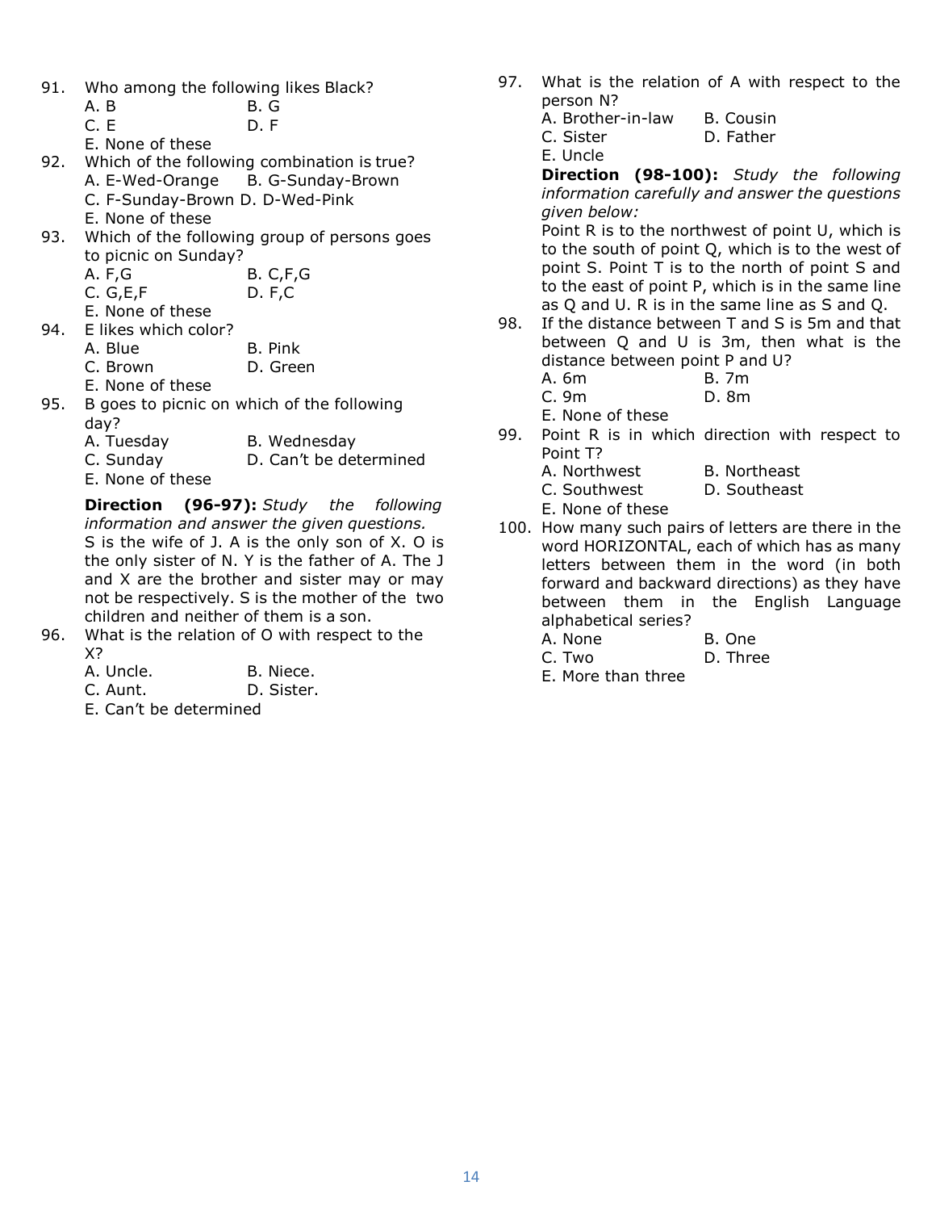91. Who among the following likes Black?
    A. B B. G
    C. E D. F
    E. None of these

92. Which of the following combination is true?
    A. E-Wed-Orange B. G-Sunday-Brown
    C. F-Sunday-Brown D. D-Wed-Pink
    E. None of these

93. Which of the following group of persons goes to picnic on Sunday?
    A. F,G B. C,F,G
    C. G,E,F D. F,C
    E. None of these

94. E likes which color?
    A. Blue B. Pink
    C. Brown D. Green
    E. None of these

95. B goes to picnic on which of the following day?
    A. Tuesday B. Wednesday
    C. Sunday D. Can't be determined
    E. None of these

**Direction (96-97):** *Study the following information and answer the given questions.*
S is the wife of J. A is the only son of X. O is the only sister of N. Y is the father of A. The J and X are the brother and sister may or may not be respectively. S is the mother of the two children and neither of them is a son.

96. What is the relation of O with respect to the X?
    A. Uncle. B. Niece.
    C. Aunt. D. Sister.
    E. Can't be determined

97. What is the relation of A with respect to the person N?
    A. Brother-in-law B. Cousin
    C. Sister D. Father
    E. Uncle

**Direction (98-100):** *Study the following information carefully and answer the questions given below:*
Point R is to the northwest of point U, which is to the south of point Q, which is to the west of point S. Point T is to the north of point S and to the east of point P, which is in the same line as Q and U. R is in the same line as S and Q.

98. If the distance between T and S is 5m and that between Q and U is 3m, then what is the distance between point P and U?
    A. 6m B. 7m
    C. 9m D. 8m
    E. None of these

99. Point R is in which direction with respect to Point T?
    A. Northwest B. Northeast
    C. Southwest D. Southeast
    E. None of these

100. How many such pairs of letters are there in the word HORIZONTAL, each of which has as many letters between them in the word (in both forward and backward directions) as they have between them in the English Language alphabetical series?
    A. None B. One
    C. Two D. Three
    E. More than three